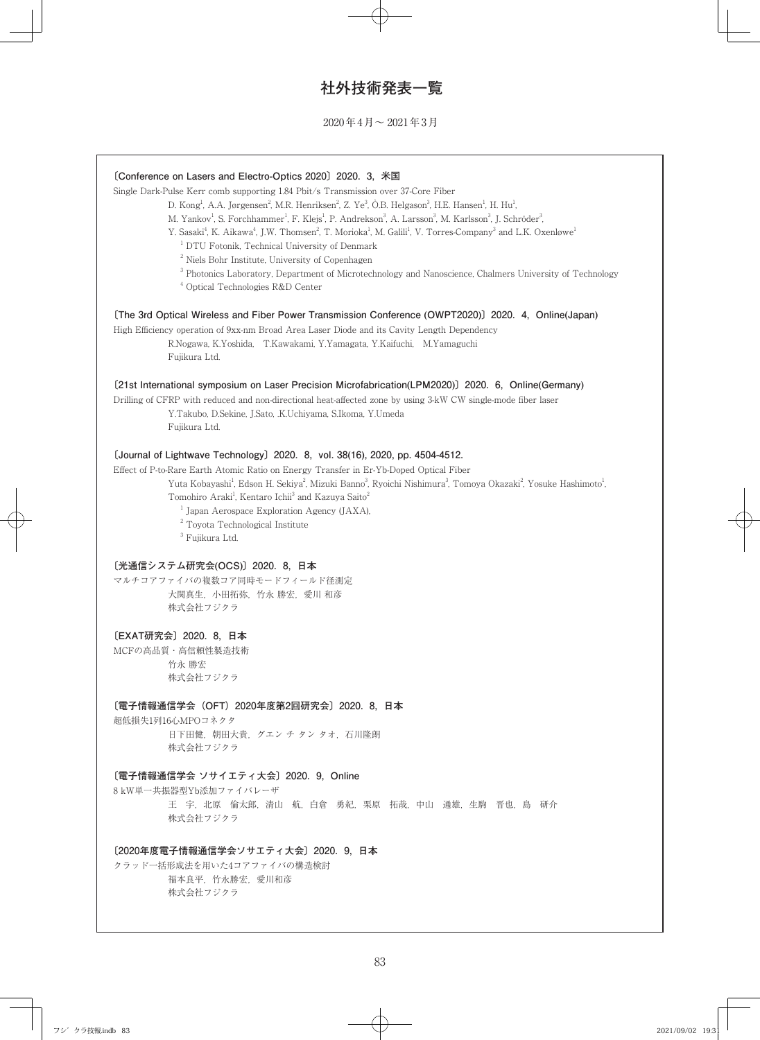# 社外技術発表一覧

2020年4月～2021年3月

**〔Conference on Lasers and Electro-Optics 2020〕2020. 3, 米国**

Single Dark-Pulse Kerr comb supporting 1.84 Pbit/s Transmission over 37-Core Fiber

D. Kong[1], A.A. Jørgensen[2], M.R. Henriksen[2], Z. Ye[3], Ó.B. Helgason[3], H.E. Hansen[1], H. Hu[1], M. Yankov[1], S. Forchhammer[1], F. Klejs[1], P. Andrekson[3], A. Larsson[3], M. Karlsson[3], J. Schröder[3], Y. Sasaki[4], K. Aikawa[4], J.W. Thomsen[2], T. Morioka[1], M. Galili[1], V. Torres-Company[3] and L.K. Oxenløwe[1]

[1] DTU Fotonik, Technical University of Denmark
[2] Niels Bohr Institute, University of Copenhagen
[3] Photonics Laboratory, Department of Microtechnology and Nanoscience, Chalmers University of Technology
[4] Optical Technologies R&D Center

**〔The 3rd Optical Wireless and Fiber Power Transmission Conference (OWPT2020)〕2020. 4, Online(Japan)**

High Efficiency operation of 9xx-nm Broad Area Laser Diode and its Cavity Length Dependency

R.Nogawa, K.Yoshida, T.Kawakami, Y.Yamagata, Y.Kaifuchi, M.Yamaguchi
Fujikura Ltd.

**〔21st International symposium on Laser Precision Microfabrication(LPM2020)〕2020. 6, Online(Germany)**

Drilling of CFRP with reduced and non-directional heat-affected zone by using 3-kW CW single-mode fiber laser

Y.Takubo, D.Sekine, J.Sato, .K.Uchiyama, S.Ikoma, Y.Umeda
Fujikura Ltd.

**〔Journal of Lightwave Technology〕2020. 8, vol. 38(16), 2020, pp. 4504-4512.**

Effect of P-to-Rare Earth Atomic Ratio on Energy Transfer in Er-Yb-Doped Optical Fiber

Yuta Kobayashi[1], Edson H. Sekiya[2], Mizuki Banno[3], Ryoichi Nishimura[3], Tomoya Okazaki[2], Yosuke Hashimoto[1], Tomohiro Araki[1], Kentaro Ichii[3] and Kazuya Saito[2]

[1] Japan Aerospace Exploration Agency (JAXA),
[2] Toyota Technological Institute
[3] Fujikura Ltd.

**〔光通信システム研究会(OCS)〕2020. 8, 日本**

マルチコアファイバの複数コア同時モードフィールド径測定

大関真生, 小田拓弥, 竹永 勝宏, 愛川 和彦
株式会社フジクラ

**〔EXAT研究会〕2020. 8, 日本**

MCFの高品質・高信頼性製造技術

竹永 勝宏
株式会社フジクラ

**〔電子情報通信学会（OFT）2020年度第2回研究会〕2020. 8, 日本**

超低損失1列16心MPOコネクタ

日下田健, 朝田大貴, グエン チ タン タオ, 石川隆朗
株式会社フジクラ

**〔電子情報通信学会 ソサイエティ大会〕2020. 9, Online**

8 kW単一共振器型Yb添加ファイバレーザ

王　宇, 北原　倫太郎, 清山　航, 白倉　勇紀, 栗原　拓哉, 中山　通雄, 生駒　晋也, 島　研介
株式会社フジクラ

**〔2020年度電子情報通信学会ソサエティ大会〕2020. 9, 日本**

クラッド一括形成法を用いた4コアファイバの構造検討

福本良平, 竹永勝宏, 愛川和彦
株式会社フジクラ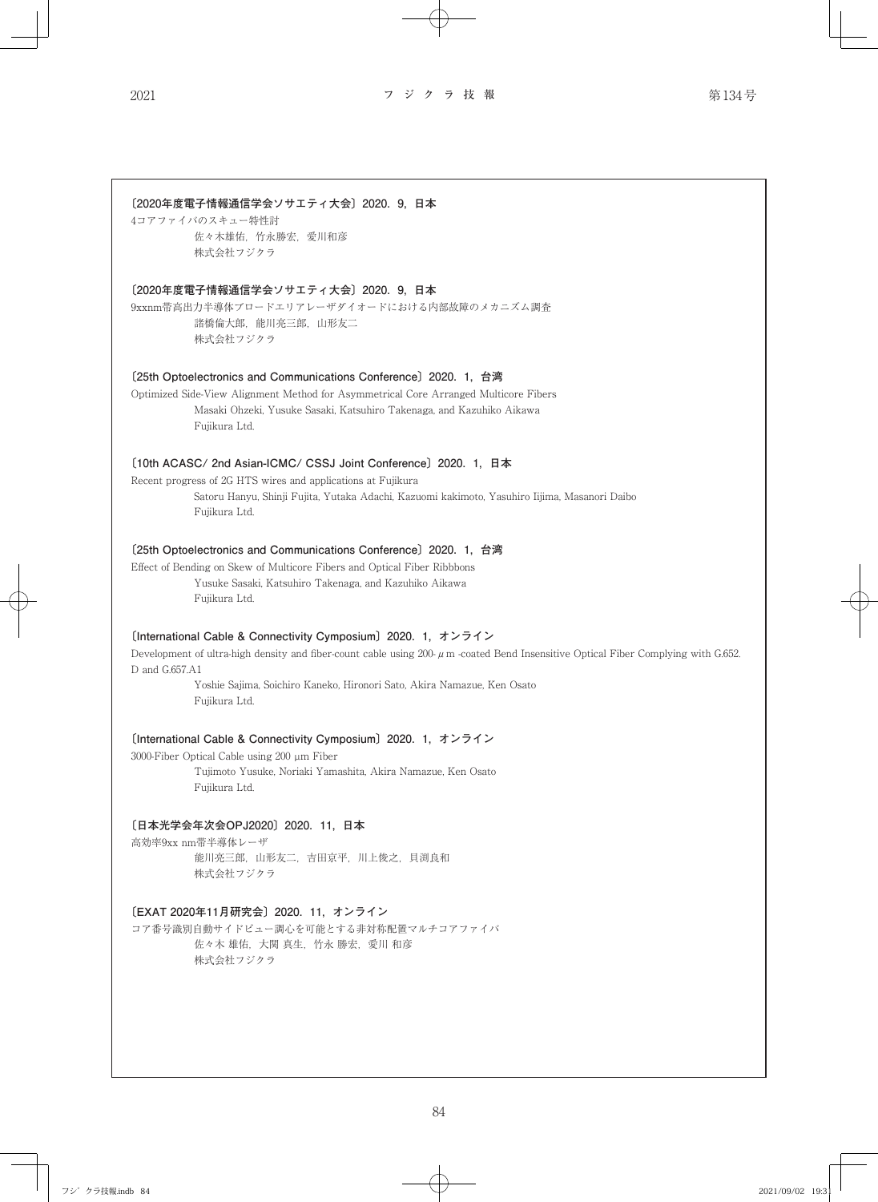**〔2020年度電子情報通信学会ソサエティ大会〕2020. 9, 日本**

4コアファイバのスキュー特性討

佐々木雄佑, 竹永勝宏, 愛川和彦

株式会社フジクラ

**〔2020年度電子情報通信学会ソサエティ大会〕2020. 9, 日本**

9xxnm帯高出力半導体ブロードエリアレーザダイオードにおける内部故障のメカニズム調査

諸橋倫大郎, 能川亮三郎, 山形友二

株式会社フジクラ

**〔25th Optoelectronics and Communications Conference〕2020. 1, 台湾**

Optimized Side-View Alignment Method for Asymmetrical Core Arranged Multicore Fibers

Masaki Ohzeki, Yusuke Sasaki, Katsuhiro Takenaga, and Kazuhiko Aikawa

Fujikura Ltd.

**〔10th ACASC/ 2nd Asian-ICMC/ CSSJ Joint Conference〕2020. 1, 日本**

Recent progress of 2G HTS wires and applications at Fujikura

Satoru Hanyu, Shinji Fujita, Yutaka Adachi, Kazuomi kakimoto, Yasuhiro Iijima, Masanori Daibo

Fujikura Ltd.

**〔25th Optoelectronics and Communications Conference〕2020. 1, 台湾**

Effect of Bending on Skew of Multicore Fibers and Optical Fiber Ribbbons

Yusuke Sasaki, Katsuhiro Takenaga, and Kazuhiko Aikawa

Fujikura Ltd.

**〔International Cable & Connectivity Cymposium〕2020. 1, オンライン**

Development of ultra-high density and fiber-count cable using 200-μm -coated Bend Insensitive Optical Fiber Complying with G.652.D and G.657.A1

Yoshie Sajima, Soichiro Kaneko, Hironori Sato, Akira Namazue, Ken Osato

Fujikura Ltd.

**〔International Cable & Connectivity Cymposium〕2020. 1, オンライン**

3000-Fiber Optical Cable using 200 μm Fiber

Tujimoto Yusuke, Noriaki Yamashita, Akira Namazue, Ken Osato

Fujikura Ltd.

**〔日本光学会年次会OPJ2020〕2020. 11, 日本**

高効率9xx nm帯半導体レーザ

能川亮三郎, 山形友二, 吉田京平, 川上俊之, 貝渕良和

株式会社フジクラ

**〔EXAT 2020年11月研究会〕2020. 11, オンライン**

コア番号識別自動サイドビュー調心を可能とする非対称配置マルチコアファイバ

佐々木 雄佑, 大関 真生, 竹永 勝宏, 愛川 和彦

株式会社フジクラ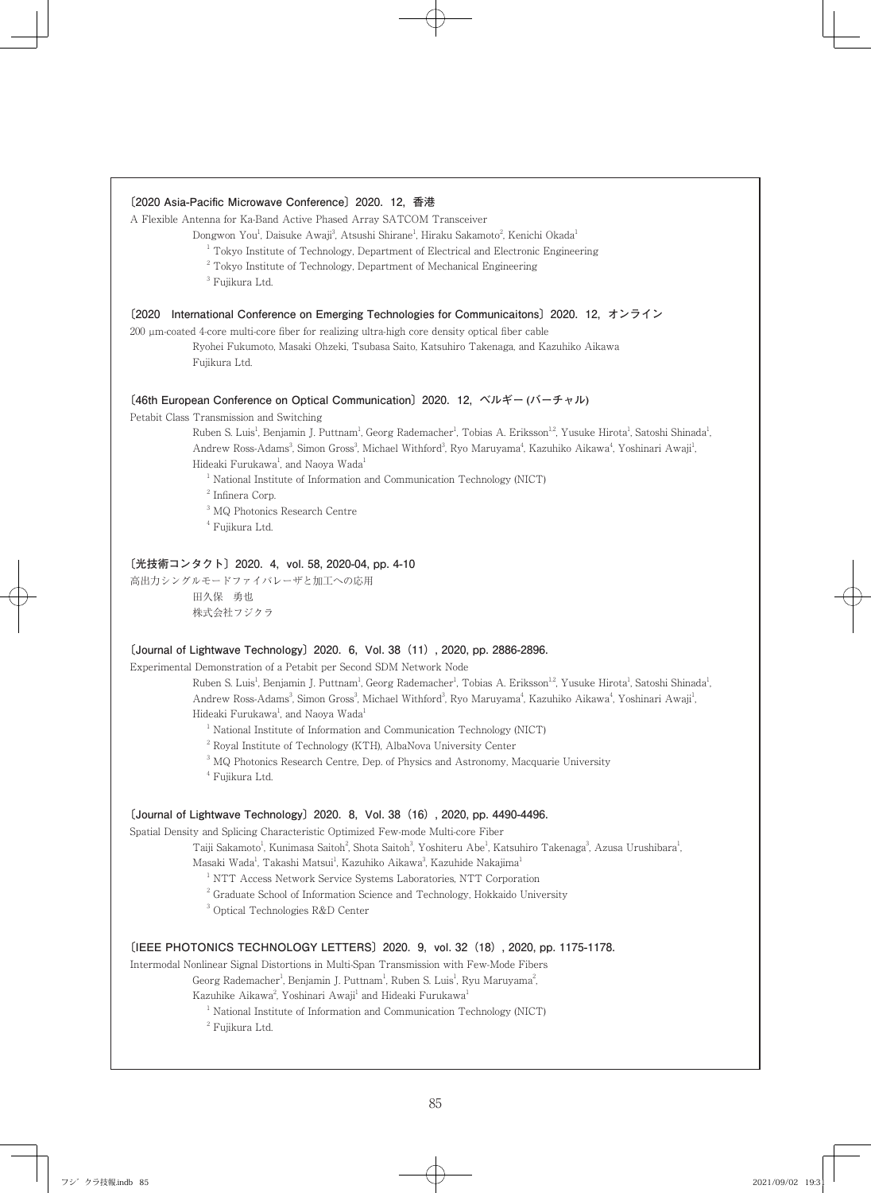**〔2020 Asia-Pacific Microwave Conference〕2020. 12, 香港**

A Flexible Antenna for Ka-Band Active Phased Array SATCOM Transceiver

Dongwon You[1], Daisuke Awaji[3], Atsushi Shirane[1], Hiraku Sakamoto[2], Kenichi Okada[1]

[1] Tokyo Institute of Technology, Department of Electrical and Electronic Engineering

[2] Tokyo Institute of Technology, Department of Mechanical Engineering

[3] Fujikura Ltd.

**〔2020　International Conference on Emerging Technologies for Communicaitons〕2020. 12, オンライン**

200 μm-coated 4-core multi-core fiber for realizing ultra-high core density optical fiber cable

Ryohei Fukumoto, Masaki Ohzeki, Tsubasa Saito, Katsuhiro Takenaga, and Kazuhiko Aikawa

Fujikura Ltd.

**〔46th European Conference on Optical Communication〕2020. 12, ベルギー (バーチャル)**

Petabit Class Transmission and Switching

Ruben S. Luis[1], Benjamin J. Puttnam[1], Georg Rademacher[1], Tobias A. Eriksson[1,2], Yusuke Hirota[1], Satoshi Shinada[1], Andrew Ross-Adams[3], Simon Gross[3], Michael Withford[3], Ryo Maruyama[4], Kazuhiko Aikawa[4], Yoshinari Awaji[1], Hideaki Furukawa[1], and Naoya Wada[1]

[1] National Institute of Information and Communication Technology (NICT)

[2] Infinera Corp.

[3] MQ Photonics Research Centre

[4] Fujikura Ltd.

**〔光技術コンタクト〕2020. 4, vol. 58, 2020-04, pp. 4-10**

高出力シングルモードファイバレーザと加工への応用

田久保　勇也

株式会社フジクラ

**〔Journal of Lightwave Technology〕2020. 6, Vol. 38（11）, 2020, pp. 2886-2896.**

Experimental Demonstration of a Petabit per Second SDM Network Node

Ruben S. Luis[1], Benjamin J. Puttnam[1], Georg Rademacher[1], Tobias A. Eriksson[1,2], Yusuke Hirota[1], Satoshi Shinada[1], Andrew Ross-Adams[3], Simon Gross[3], Michael Withford[3], Ryo Maruyama[4], Kazuhiko Aikawa[4], Yoshinari Awaji[1], Hideaki Furukawa[1], and Naoya Wada[1]

[1] National Institute of Information and Communication Technology (NICT)

[2] Royal Institute of Technology (KTH), AlbaNova University Center

[3] MQ Photonics Research Centre, Dep. of Physics and Astronomy, Macquarie University

[4] Fujikura Ltd.

**〔Journal of Lightwave Technology〕2020. 8, Vol. 38（16）, 2020, pp. 4490-4496.**

Spatial Density and Splicing Characteristic Optimized Few-mode Multi-core Fiber

Taiji Sakamoto[1], Kunimasa Saitoh[2], Shota Saitoh[3], Yoshiteru Abe[1], Katsuhiro Takenaga[3], Azusa Urushibara[1], Masaki Wada[1], Takashi Matsui[1], Kazuhiko Aikawa[3], Kazuhide Nakajima[1]

[1] NTT Access Network Service Systems Laboratories, NTT Corporation

[2] Graduate School of Information Science and Technology, Hokkaido University

[3] Optical Technologies R&D Center

**〔IEEE PHOTONICS TECHNOLOGY LETTERS〕2020. 9, vol. 32（18）, 2020, pp. 1175-1178.**

Intermodal Nonlinear Signal Distortions in Multi-Span Transmission with Few-Mode Fibers

Georg Rademacher[1], Benjamin J. Puttnam[1], Ruben S. Luis[1], Ryu Maruyama[2], Kazuhike Aikawa[2], Yoshinari Awaji[1] and Hideaki Furukawa[1]

[1] National Institute of Information and Communication Technology (NICT)

[2] Fujikura Ltd.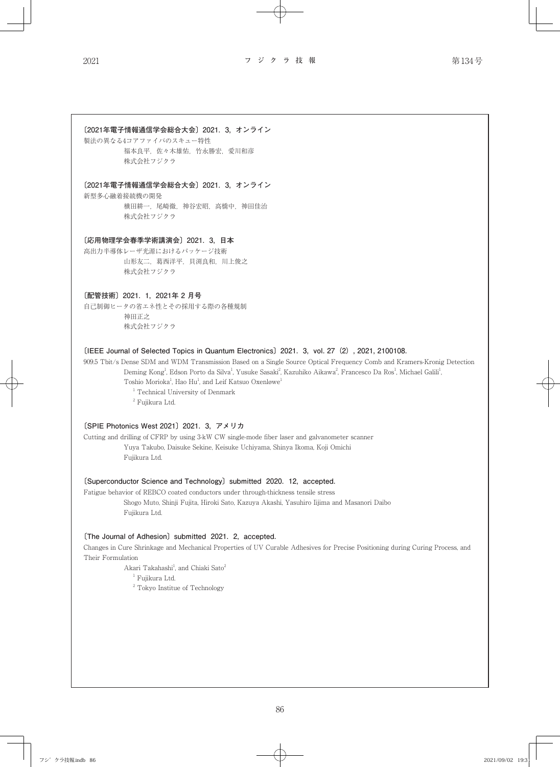**〔2021年電子情報通信学会総合大会〕2021. 3, オンライン**

製法の異なる4コアファイバのスキュー特性

福本良平, 佐々木雄佑, 竹永勝宏, 愛川和彦

株式会社フジクラ

**〔2021年電子情報通信学会総合大会〕2021. 3, オンライン**

新型多心融着接続機の開発

横田耕一, 尾崎徹, 神谷宏昭, 高橋中, 神田佳治

株式会社フジクラ

**〔応用物理学会春季学術講演会〕2021. 3, 日本**

高出力半導体レーザ光源におけるパッケージ技術

山形友二, 葛西洋平, 貝渕良和, 川上俊之

株式会社フジクラ

**〔配管技術〕2021. 1, 2021年 2 月号**

自己制御ヒータの省エネ性とその採用する際の各種規制

神田正之

株式会社フジクラ

**〔IEEE Journal of Selected Topics in Quantum Electronics〕2021. 3, vol. 27 (2), 2021, 2100108.**

909.5 Tbit/s Dense SDM and WDM Transmission Based on a Single Source Optical Frequency Comb and Kramers-Kronig Detection

Deming Kong[1], Edson Porto da Silva[1], Yusuke Sasaki[2], Kazuhiko Aikawa[2], Francesco Da Ros[1], Michael Galili[1], Toshio Morioka[1], Hao Hu[1], and Leif Katsuo Oxenløwe[1]

[1] Technical University of Denmark

[2] Fujikura Ltd.

**〔SPIE Photonics West 2021〕2021. 3, アメリカ**

Cutting and drilling of CFRP by using 3-kW CW single-mode fiber laser and galvanometer scanner

Yuya Takubo, Daisuke Sekine, Keisuke Uchiyama, Shinya Ikoma, Koji Omichi

Fujikura Ltd.

**〔Superconductor Science and Technology〕submitted 2020. 12, accepted.**

Fatigue behavior of REBCO coated conductors under through-thickness tensile stress

Shogo Muto, Shinji Fujita, Hiroki Sato, Kazuya Akashi, Yasuhiro Iijima and Masanori Daibo

Fujikura Ltd.

**〔The Journal of Adhesion〕submitted 2021. 2, accepted.**

Changes in Cure Shrinkage and Mechanical Properties of UV Curable Adhesives for Precise Positioning during Curing Process, and Their Formulation

Akari Takahashi[1], and Chiaki Sato[2]

[1] Fujikura Ltd.

[2] Tokyo Institue of Technology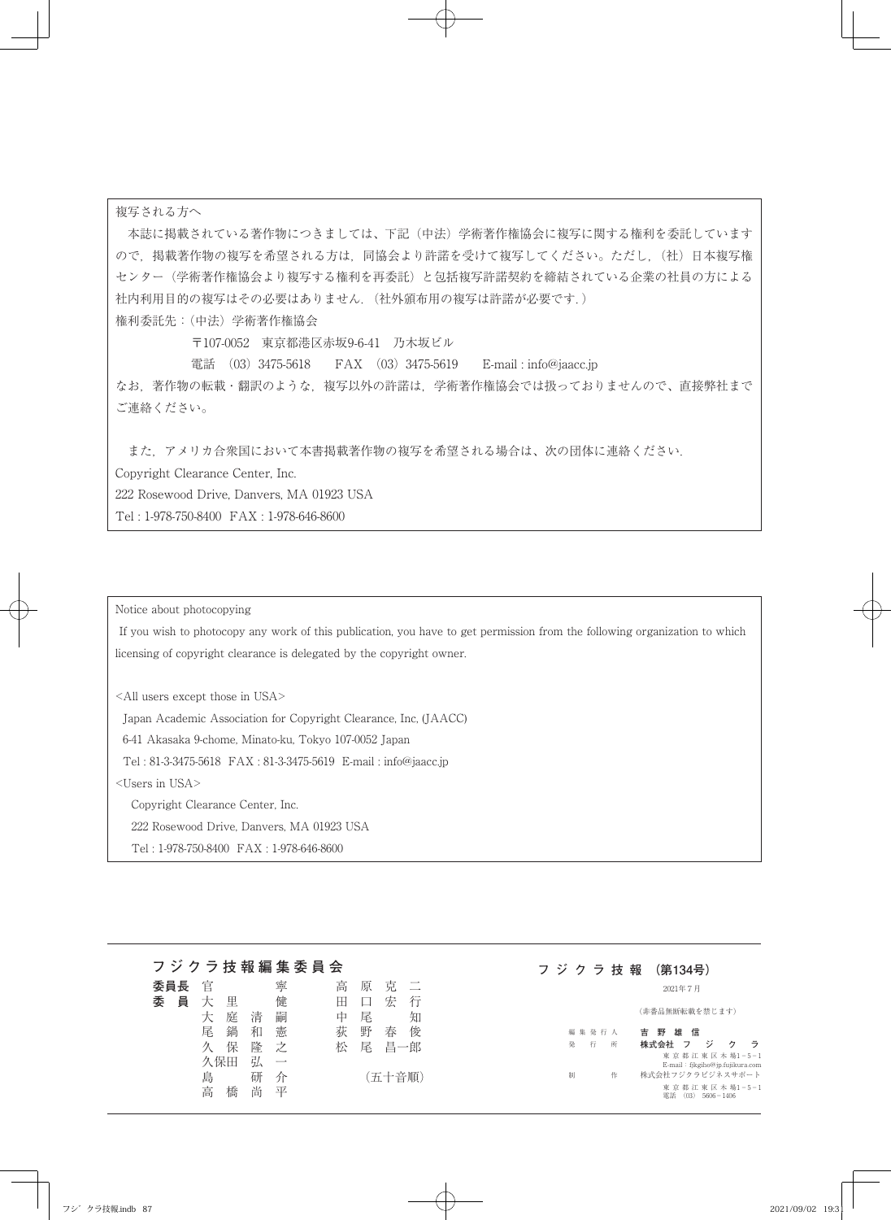複写される方へ

本誌に掲載されている著作物につきましては、下記（中法）学術著作権協会に複写に関する権利を委託していますので，掲載著作物の複写を希望される方は，同協会より許諾を受けて複写してください。ただし，（社）日本複写権センター（学術著作権協会より複写する権利を再委託）と包括複写許諾契約を締結されている企業の社員の方による社内利用目的の複写はその必要はありません．（社外頒布用の複写は許諾が必要です．）

権利委託先：（中法）学術著作権協会

〒107-0052　東京都港区赤坂9-6-41　乃木坂ビル

電話　(03) 3475-5618　　FAX　(03) 3475-5619　　E-mail : info@jaacc.jp

なお，著作物の転載・翻訳のような，複写以外の許諾は，学術著作権協会では扱っておりませんので、直接弊社までご連絡ください。

また，アメリカ合衆国において本書掲載著作物の複写を希望される場合は、次の団体に連絡ください．

Copyright Clearance Center, Inc.

222 Rosewood Drive, Danvers, MA 01923 USA

Tel : 1-978-750-8400　FAX : 1-978-646-8600

---

Notice about photocopying

If you wish to photocopy any work of this publication, you have to get permission from the following organization to which licensing of copyright clearance is delegated by the copyright owner.

<All users except those in USA>

Japan Academic Association for Copyright Clearance, Inc, (JAACC)

6-41 Akasaka 9-chome, Minato-ku, Tokyo 107-0052 Japan

Tel : 81-3-3475-5618　FAX : 81-3-3475-5619　E-mail : info@jaacc.jp

<Users in USA>

Copyright Clearance Center, Inc.

222 Rosewood Drive, Danvers, MA 01923 USA

Tel : 1-978-750-8400　FAX : 1-978-646-8600

---

## フジクラ技報編集委員会

**委員長**　官　　寧

**委　員**　大里　健　　大庭　清嗣　　尾鍋　和憲　　久保　隆之　　久保田　弘一　　島　研介　　高橋　尚平　　高原　克二　　田口　宏行　　中尾　知　　荻野　春俊　　松尾　昌一郎

（五十音順）

## フジクラ技報（第134号）

2021年7月

（非売品無断転載を禁じます）

編集発行人　**吉野　雄信**

発　行　所　**株式会社　フ　ジ　ク　ラ**
東京都江東区木場1－5－1
E-mail : fjkgiho@jp.fujikura.com

制　　　作　株式会社フジクラビジネスサポート
東京都江東区木場1－5－1
電話　(03)　5606－1406